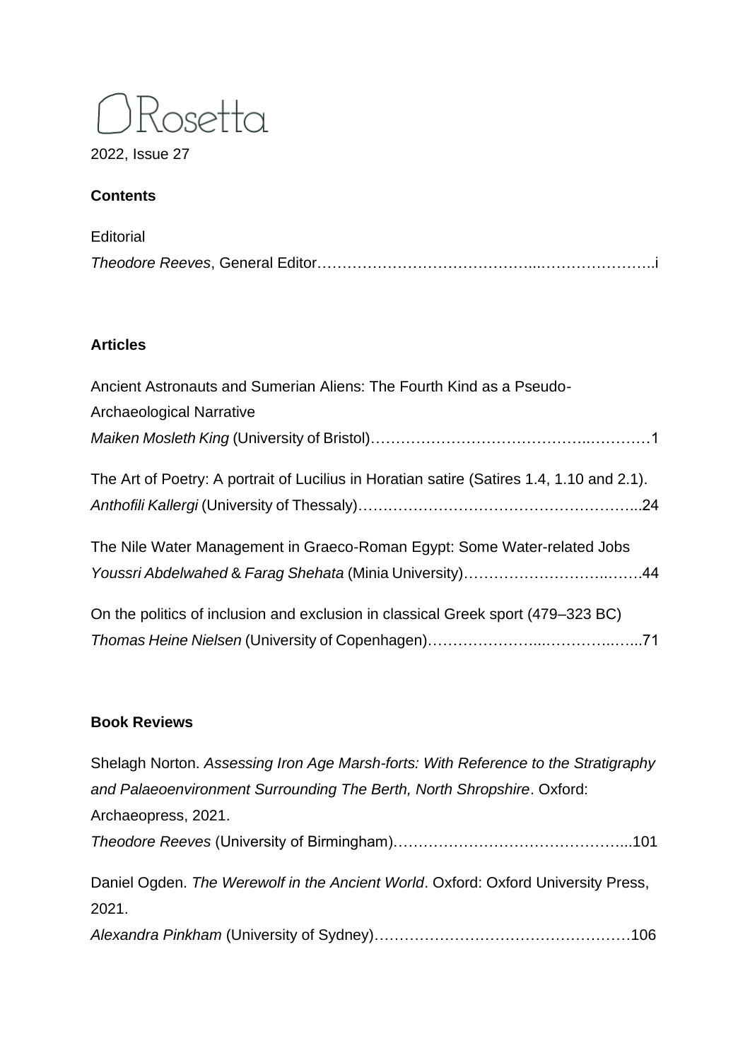# Rosetta

2022, Issue 27

**Contents**

Editorial
*Theodore Reeves*, General Editor……………………………………..…………………..i

**Articles**

Ancient Astronauts and Sumerian Aliens: The Fourth Kind as a Pseudo-Archaeological Narrative
*Maiken Mosleth King* (University of Bristol)…………………………………..…………1

The Art of Poetry: A portrait of Lucilius in Horatian satire (Satires 1.4, 1.10 and 2.1).
*Anthofili Kallergi* (University of Thessaly)……………………………………………...24

The Nile Water Management in Graeco-Roman Egypt: Some Water-related Jobs
*Youssri Abdelwahed* & *Farag Shehata* (Minia University)……………………..…….44

On the politics of inclusion and exclusion in classical Greek sport (479–323 BC)
*Thomas Heine Nielsen* (University of Copenhagen)…………………...…………..…...71

**Book Reviews**

Shelagh Norton. *Assessing Iron Age Marsh-forts: With Reference to the Stratigraphy and Palaeoenvironment Surrounding The Berth, North Shropshire*. Oxford: Archaeopress, 2021.
*Theodore Reeves* (University of Birmingham)………………………………………...101

Daniel Ogden. *The Werewolf in the Ancient World*. Oxford: Oxford University Press, 2021.
*Alexandra Pinkham* (University of Sydney)……………………………………………106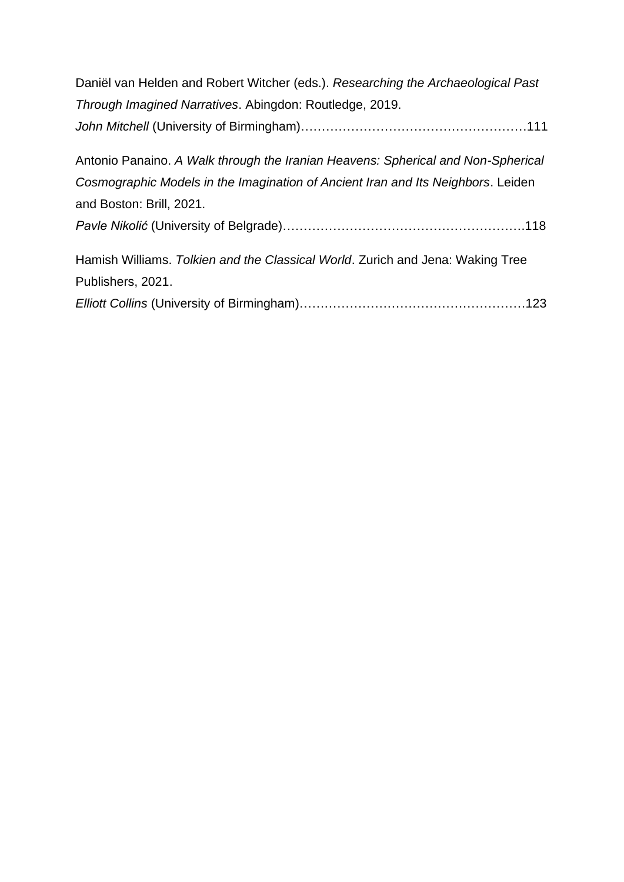Daniël van Helden and Robert Witcher (eds.). *Researching the Archaeological Past Through Imagined Narratives*. Abingdon: Routledge, 2019.
*John Mitchell* (University of Birmingham)………………………………………………111

Antonio Panaino. *A Walk through the Iranian Heavens: Spherical and Non-Spherical Cosmographic Models in the Imagination of Ancient Iran and Its Neighbors*. Leiden and Boston: Brill, 2021.
*Pavle Nikolić* (University of Belgrade)………………………………………………….118

Hamish Williams. *Tolkien and the Classical World*. Zurich and Jena: Waking Tree Publishers, 2021.
*Elliott Collins* (University of Birmingham)………………………………………………123